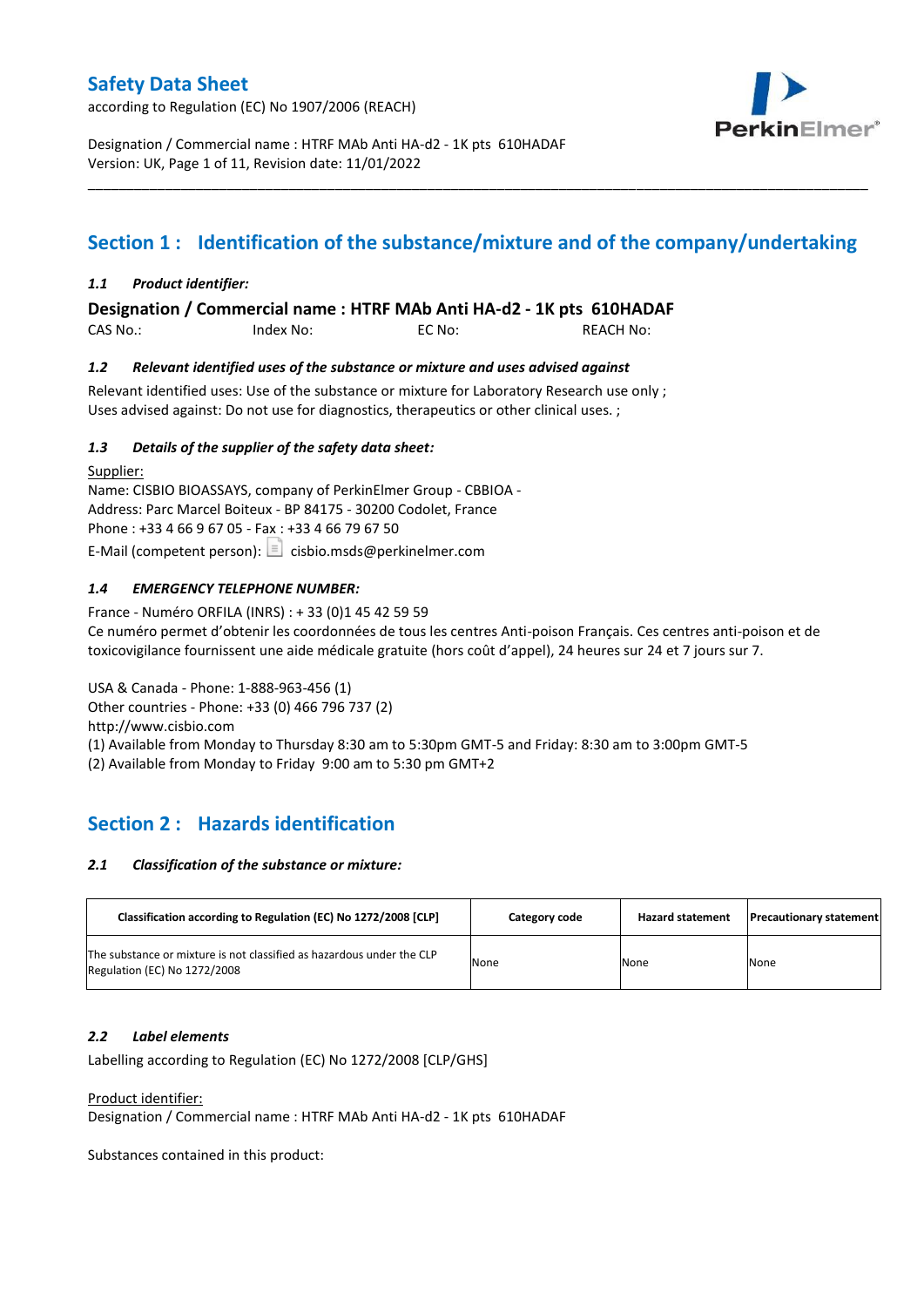# Safety Data Sheet

according to Regulation (EC) No 1907/2006 (REACH)

Designation / Commercial name : HTRF MAb Anti HA-d2 - 1K pts 610HADAF
Version: UK, Page 1 of 11, Revision date: 11/01/2022

## Section 1 : Identification of the substance/mixture and of the company/undertaking

### *1.1 Product identifier:*

**Designation / Commercial name : HTRF MAb Anti HA-d2 - 1K pts 610HADAF**

CAS No.: Index No: EC No: REACH No:

### *1.2 Relevant identified uses of the substance or mixture and uses advised against*

Relevant identified uses: Use of the substance or mixture for Laboratory Research use only ;
Uses advised against: Do not use for diagnostics, therapeutics or other clinical uses. ;

### *1.3 Details of the supplier of the safety data sheet:*

Supplier:
Name: CISBIO BIOASSAYS, company of PerkinElmer Group - CBBIOA -
Address: Parc Marcel Boiteux - BP 84175 - 30200 Codolet, France
Phone : +33 4 66 9 67 05 - Fax : +33 4 66 79 67 50
E-Mail (competent person): cisbio.msds@perkinelmer.com

### *1.4 EMERGENCY TELEPHONE NUMBER:*

France - Numéro ORFILA (INRS) : + 33 (0)1 45 42 59 59
Ce numéro permet d'obtenir les coordonnées de tous les centres Anti-poison Français. Ces centres anti-poison et de toxicovigilance fournissent une aide médicale gratuite (hors coût d'appel), 24 heures sur 24 et 7 jours sur 7.

USA & Canada - Phone: 1-888-963-456 (1)
Other countries - Phone: +33 (0) 466 796 737 (2)
http://www.cisbio.com
(1) Available from Monday to Thursday 8:30 am to 5:30pm GMT-5 and Friday: 8:30 am to 3:00pm GMT-5
(2) Available from Monday to Friday 9:00 am to 5:30 pm GMT+2

## Section 2 : Hazards identification

### *2.1 Classification of the substance or mixture:*

| Classification according to Regulation (EC) No 1272/2008 [CLP] | Category code | Hazard statement | Precautionary statement |
|---|---|---|---|
| The substance or mixture is not classified as hazardous under the CLP Regulation (EC) No 1272/2008 | None | None | None |

### *2.2 Label elements*

Labelling according to Regulation (EC) No 1272/2008 [CLP/GHS]

Product identifier:
Designation / Commercial name : HTRF MAb Anti HA-d2 - 1K pts 610HADAF

Substances contained in this product: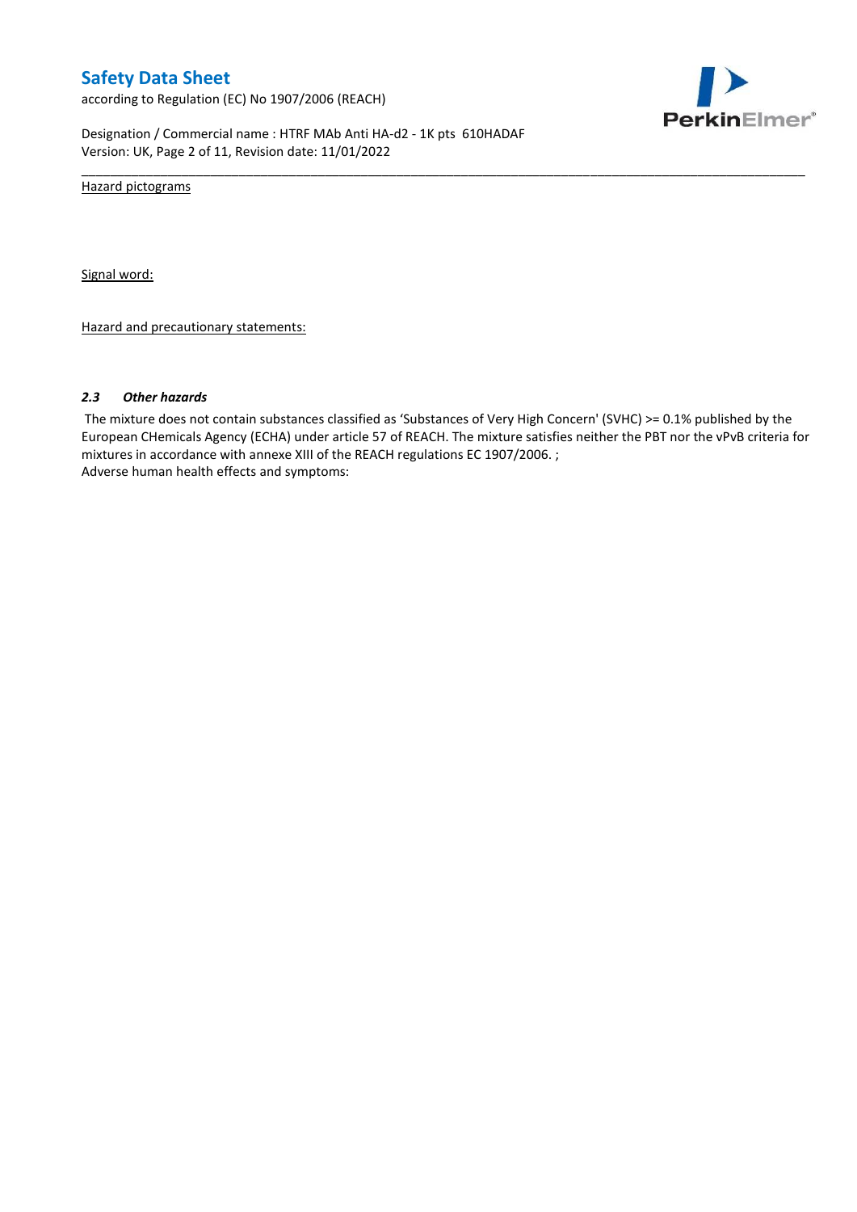Hazard pictograms

Signal word:

Hazard and precautionary statements:

### *2.3 Other hazards*

The mixture does not contain substances classified as 'Substances of Very High Concern' (SVHC) >= 0.1% published by the European CHemicals Agency (ECHA) under article 57 of REACH. The mixture satisfies neither the PBT nor the vPvB criteria for mixtures in accordance with annexe XIII of the REACH regulations EC 1907/2006. ;
Adverse human health effects and symptoms: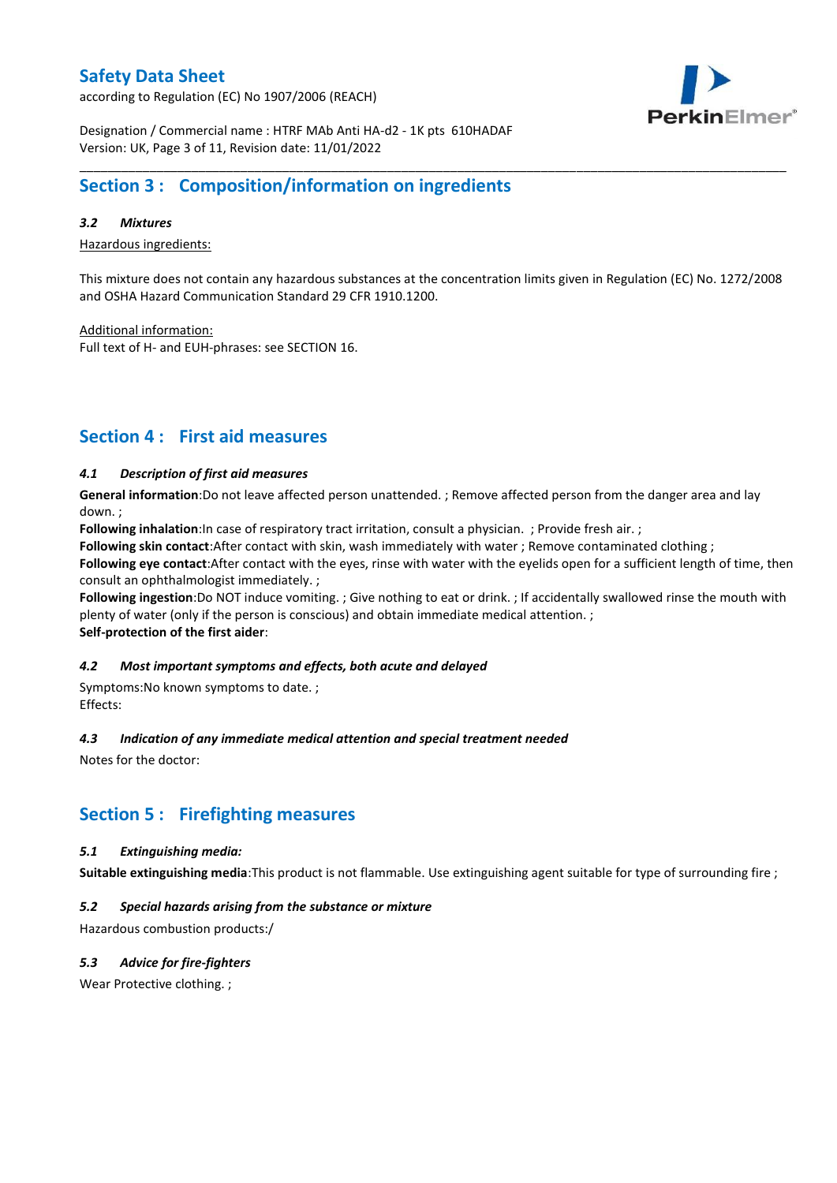## Section 3 : Composition/information on ingredients

### *3.2 Mixtures*

Hazardous ingredients:

This mixture does not contain any hazardous substances at the concentration limits given in Regulation (EC) No. 1272/2008 and OSHA Hazard Communication Standard 29 CFR 1910.1200.

Additional information:
Full text of H- and EUH-phrases: see SECTION 16.

## Section 4 : First aid measures

### *4.1 Description of first aid measures*

**General information**:Do not leave affected person unattended. ; Remove affected person from the danger area and lay down. ;
**Following inhalation**:In case of respiratory tract irritation, consult a physician. ; Provide fresh air. ;
**Following skin contact**:After contact with skin, wash immediately with water ; Remove contaminated clothing ;
**Following eye contact**:After contact with the eyes, rinse with water with the eyelids open for a sufficient length of time, then consult an ophthalmologist immediately. ;
**Following ingestion**:Do NOT induce vomiting. ; Give nothing to eat or drink. ; If accidentally swallowed rinse the mouth with plenty of water (only if the person is conscious) and obtain immediate medical attention. ;
**Self-protection of the first aider**:

### *4.2 Most important symptoms and effects, both acute and delayed*

Symptoms:No known symptoms to date. ;
Effects:

### *4.3 Indication of any immediate medical attention and special treatment needed*

Notes for the doctor:

## Section 5 : Firefighting measures

### *5.1 Extinguishing media:*

**Suitable extinguishing media**:This product is not flammable. Use extinguishing agent suitable for type of surrounding fire ;

### *5.2 Special hazards arising from the substance or mixture*

Hazardous combustion products:/

### *5.3 Advice for fire-fighters*

Wear Protective clothing. ;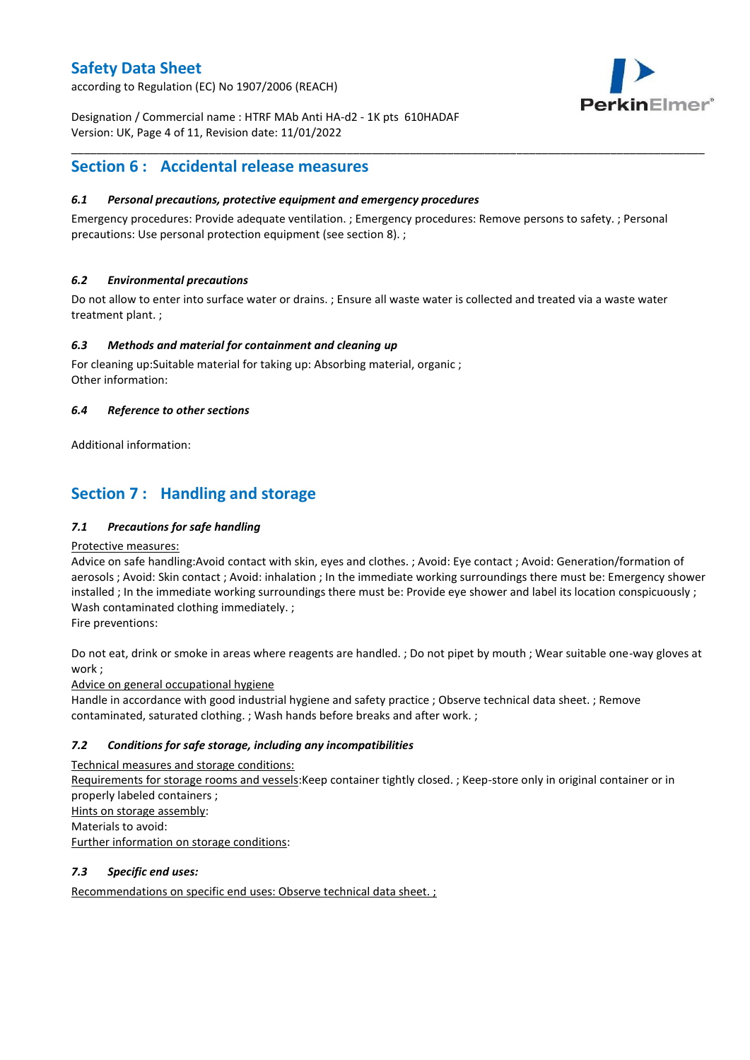## Section 6 : Accidental release measures

### *6.1 Personal precautions, protective equipment and emergency procedures*

Emergency procedures: Provide adequate ventilation. ; Emergency procedures: Remove persons to safety. ; Personal precautions: Use personal protection equipment (see section 8). ;

### *6.2 Environmental precautions*

Do not allow to enter into surface water or drains. ; Ensure all waste water is collected and treated via a waste water treatment plant. ;

### *6.3 Methods and material for containment and cleaning up*

For cleaning up:Suitable material for taking up: Absorbing material, organic ;
Other information:

### *6.4 Reference to other sections*

Additional information:

## Section 7 : Handling and storage

### *7.1 Precautions for safe handling*

Protective measures:
Advice on safe handling:Avoid contact with skin, eyes and clothes. ; Avoid: Eye contact ; Avoid: Generation/formation of aerosols ; Avoid: Skin contact ; Avoid: inhalation ; In the immediate working surroundings there must be: Emergency shower installed ; In the immediate working surroundings there must be: Provide eye shower and label its location conspicuously ; Wash contaminated clothing immediately. ;
Fire preventions:

Do not eat, drink or smoke in areas where reagents are handled. ; Do not pipet by mouth ; Wear suitable one-way gloves at work ;
Advice on general occupational hygiene
Handle in accordance with good industrial hygiene and safety practice ; Observe technical data sheet. ; Remove contaminated, saturated clothing. ; Wash hands before breaks and after work. ;

### *7.2 Conditions for safe storage, including any incompatibilities*

Technical measures and storage conditions:
Requirements for storage rooms and vessels:Keep container tightly closed. ; Keep-store only in original container or in properly labeled containers ;
Hints on storage assembly:
Materials to avoid:
Further information on storage conditions:

### *7.3 Specific end uses:*

Recommendations on specific end uses: Observe technical data sheet. ;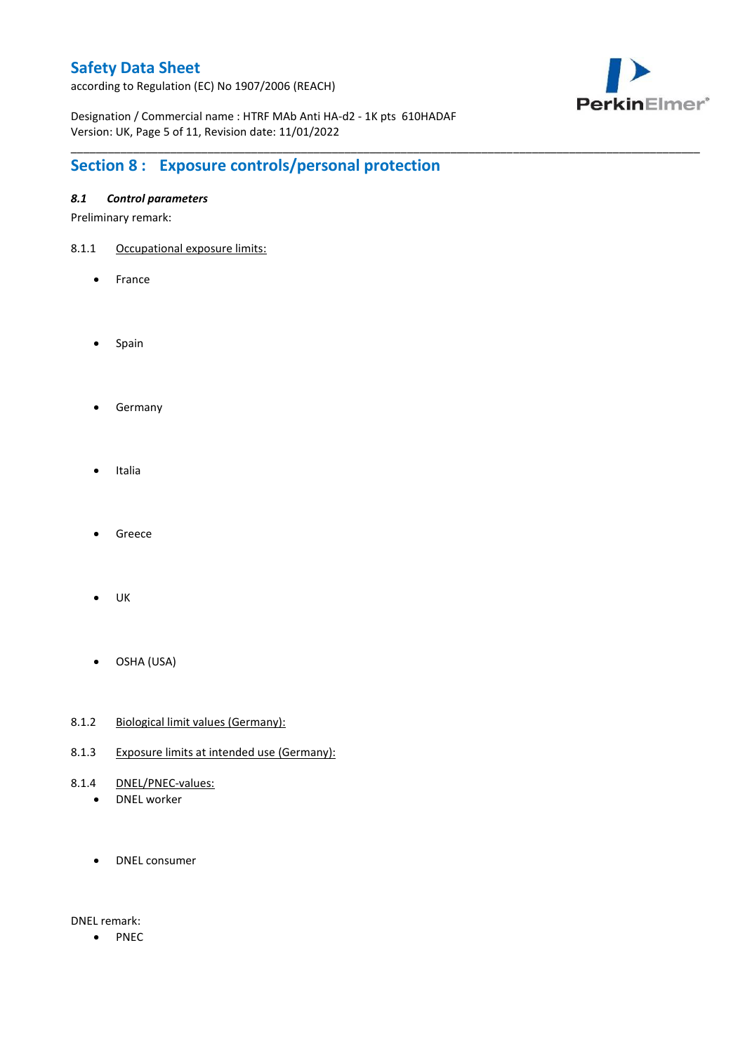## Section 8 : Exposure controls/personal protection

### *8.1 Control parameters*

Preliminary remark:

8.1.1 Occupational exposure limits:

- France
- Spain
- Germany
- Italia
- Greece
- UK
- OSHA (USA)

8.1.2 Biological limit values (Germany):

8.1.3 Exposure limits at intended use (Germany):

8.1.4 DNEL/PNEC-values:

- DNEL worker
- DNEL consumer

DNEL remark:

- PNEC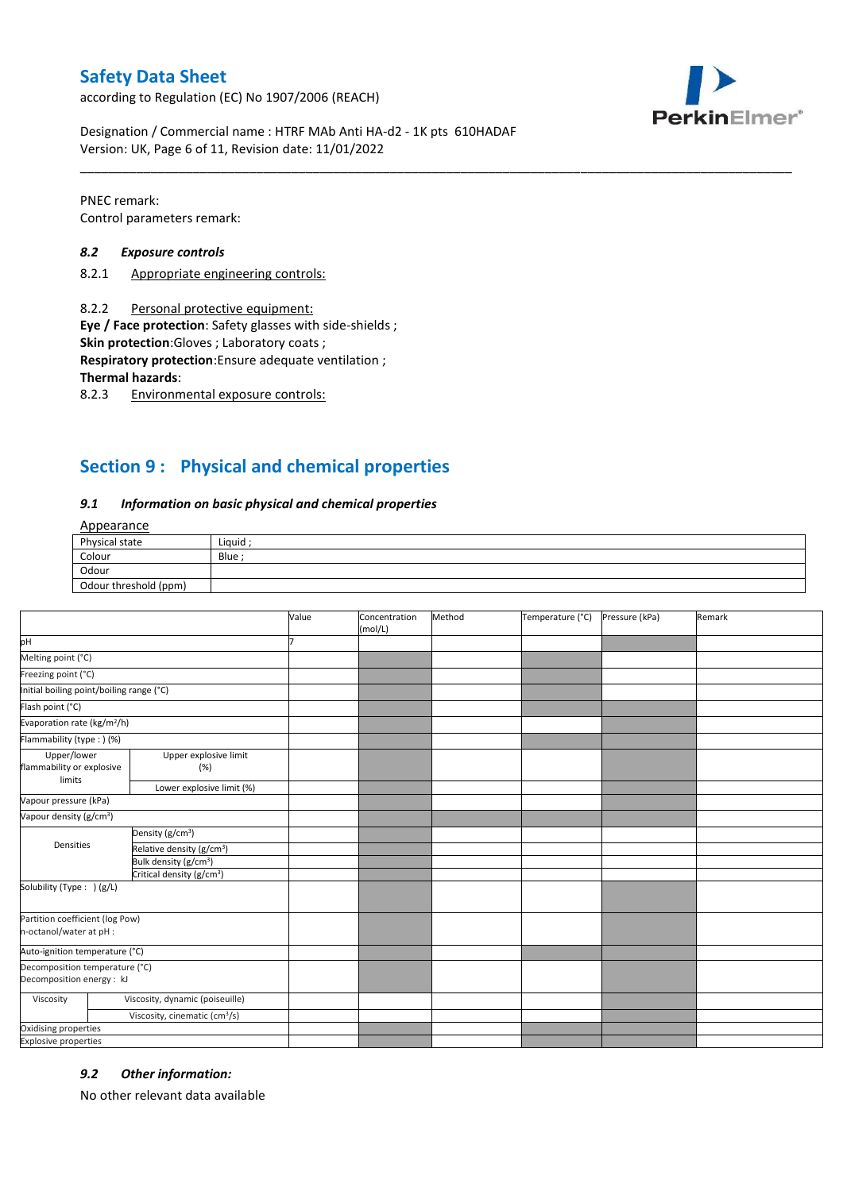PNEC remark:
Control parameters remark:

### *8.2 Exposure controls*

8.2.1 Appropriate engineering controls:

8.2.2 Personal protective equipment:
**Eye / Face protection**: Safety glasses with side-shields ;
**Skin protection**:Gloves ; Laboratory coats ;
**Respiratory protection**:Ensure adequate ventilation ;
**Thermal hazards**:
8.2.3 Environmental exposure controls:

## Section 9 : Physical and chemical properties

### *9.1 Information on basic physical and chemical properties*

Appearance

| Physical state | Liquid ; |
|---|---|
| Colour | Blue ; |
| Odour | |
| Odour threshold (ppm) | |

| | | Value | Concentration (mol/L) | Method | Temperature (°C) | Pressure (kPa) | Remark |
|---|---|---|---|---|---|---|---|
| pH | | 7 | | | | | |
| Melting point (°C) | | | | | | | |
| Freezing point (°C) | | | | | | | |
| Initial boiling point/boiling range (°C) | | | | | | | |
| Flash point (°C) | | | | | | | |
| Evaporation rate (kg/m²/h) | | | | | | | |
| Flammability (type : ) (%) | | | | | | | |
| Upper/lower flammability or explosive limits | Upper explosive limit (%) | | | | | | |
| | Lower explosive limit (%) | | | | | | |
| Vapour pressure (kPa) | | | | | | | |
| Vapour density (g/cm³) | | | | | | | |
| Densities | Density (g/cm³) | | | | | | |
| | Relative density (g/cm³) | | | | | | |
| | Bulk density (g/cm³) | | | | | | |
| | Critical density (g/cm³) | | | | | | |
| Solubility (Type : ) (g/L) | | | | | | | |
| Partition coefficient (log Pow) n-octanol/water at pH : | | | | | | | |
| Auto-ignition temperature (°C) | | | | | | | |
| Decomposition temperature (°C) Decomposition energy : kJ | | | | | | | |
| Viscosity | Viscosity, dynamic (poiseuille) | | | | | | |
| | Viscosity, cinematic (cm³/s) | | | | | | |
| Oxidising properties | | | | | | | |
| Explosive properties | | | | | | | |

### *9.2 Other information:*

No other relevant data available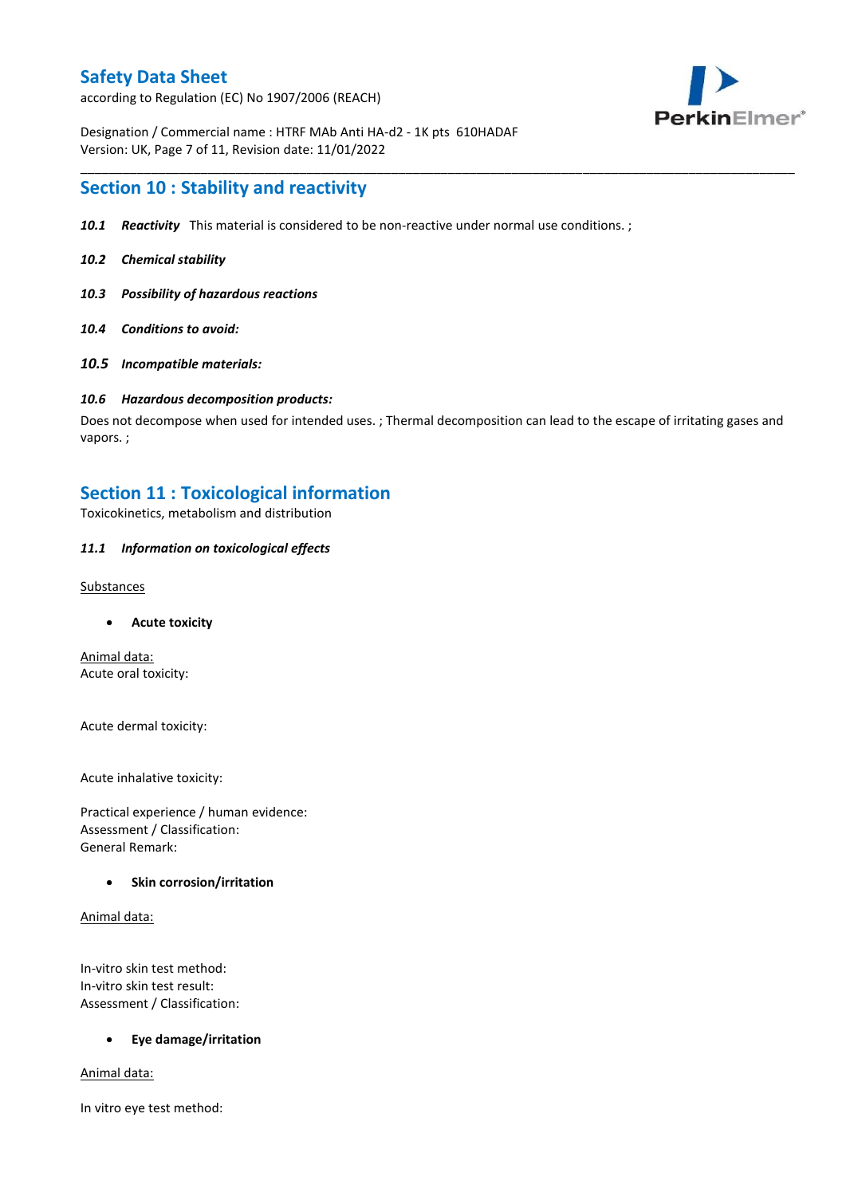## Section 10 : Stability and reactivity

***10.1 Reactivity*** This material is considered to be non-reactive under normal use conditions. ;

***10.2 Chemical stability***

***10.3 Possibility of hazardous reactions***

***10.4 Conditions to avoid:***

***10.5 Incompatible materials:***

***10.6 Hazardous decomposition products:***

Does not decompose when used for intended uses. ; Thermal decomposition can lead to the escape of irritating gases and vapors. ;

## Section 11 : Toxicological information

Toxicokinetics, metabolism and distribution

***11.1 Information on toxicological effects***

Substances

- **Acute toxicity**

Animal data:
Acute oral toxicity:

Acute dermal toxicity:

Acute inhalative toxicity:

Practical experience / human evidence:
Assessment / Classification:
General Remark:

- **Skin corrosion/irritation**

Animal data:

In-vitro skin test method:
In-vitro skin test result:
Assessment / Classification:

- **Eye damage/irritation**

Animal data:

In vitro eye test method: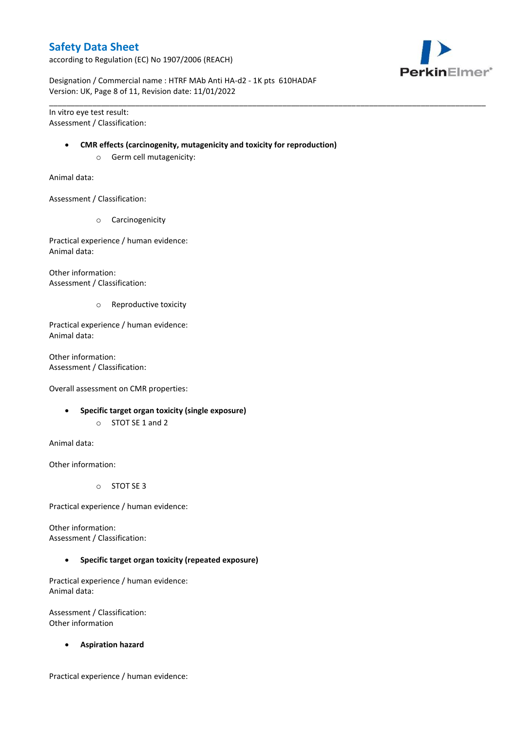In vitro eye test result:
Assessment / Classification:

- **CMR effects (carcinogenity, mutagenicity and toxicity for reproduction)**
  - Germ cell mutagenicity:

Animal data:

Assessment / Classification:

  - Carcinogenicity

Practical experience / human evidence:
Animal data:

Other information:
Assessment / Classification:

  - Reproductive toxicity

Practical experience / human evidence:
Animal data:

Other information:
Assessment / Classification:

Overall assessment on CMR properties:

- **Specific target organ toxicity (single exposure)**
  - STOT SE 1 and 2

Animal data:

Other information:

  - STOT SE 3

Practical experience / human evidence:

Other information:
Assessment / Classification:

- **Specific target organ toxicity (repeated exposure)**

Practical experience / human evidence:
Animal data:

Assessment / Classification:
Other information

- **Aspiration hazard**

Practical experience / human evidence: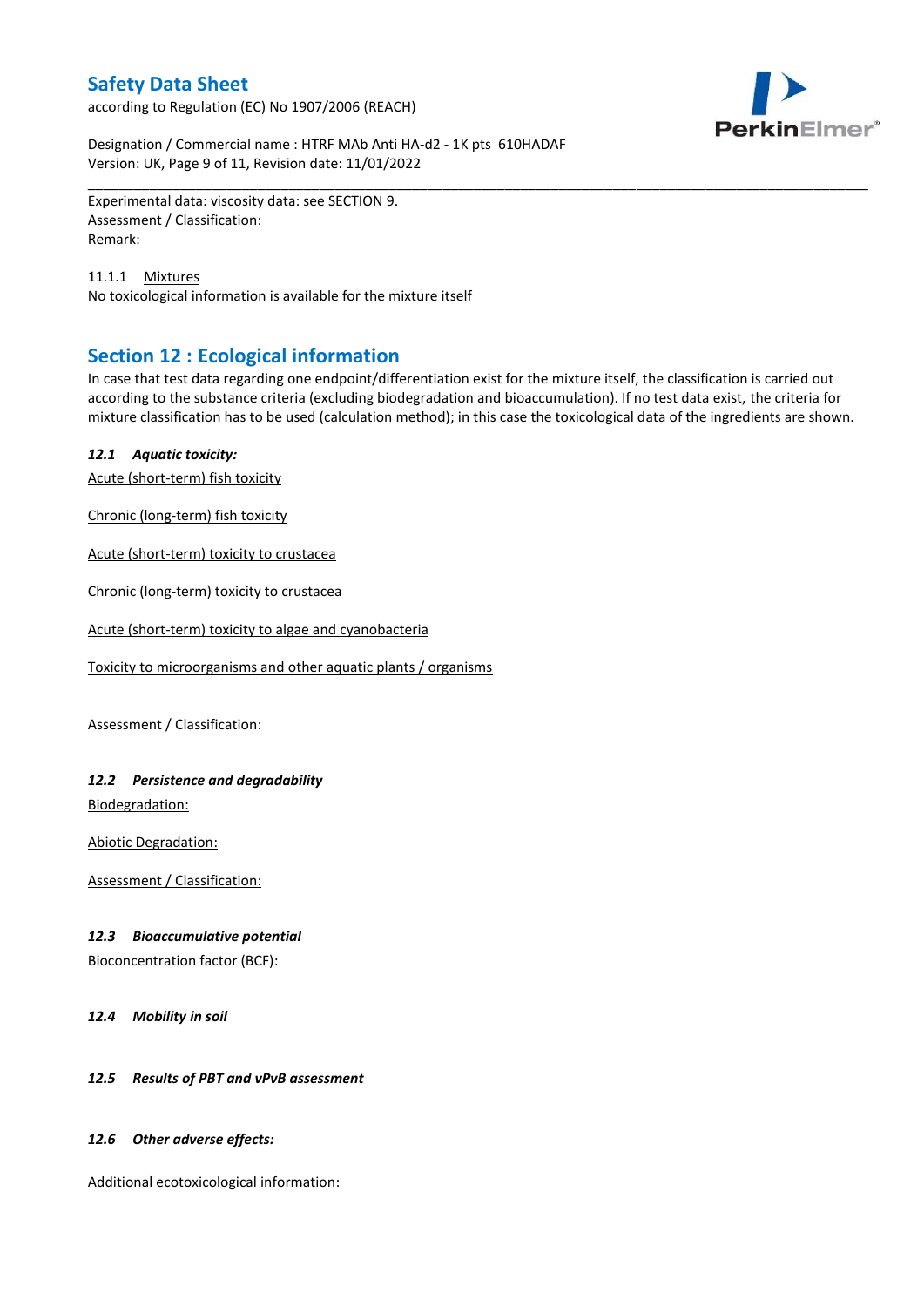Experimental data: viscosity data: see SECTION 9.
Assessment / Classification:
Remark:

11.1.1 Mixtures

No toxicological information is available for the mixture itself

## Section 12 : Ecological information

In case that test data regarding one endpoint/differentiation exist for the mixture itself, the classification is carried out according to the substance criteria (excluding biodegradation and bioaccumulation). If no test data exist, the criteria for mixture classification has to be used (calculation method); in this case the toxicological data of the ingredients are shown.

### *12.1 Aquatic toxicity:*

Acute (short-term) fish toxicity

Chronic (long-term) fish toxicity

Acute (short-term) toxicity to crustacea

Chronic (long-term) toxicity to crustacea

Acute (short-term) toxicity to algae and cyanobacteria

Toxicity to microorganisms and other aquatic plants / organisms

Assessment / Classification:

### *12.2 Persistence and degradability*

Biodegradation:

Abiotic Degradation:

Assessment / Classification:

### *12.3 Bioaccumulative potential*

Bioconcentration factor (BCF):

### *12.4 Mobility in soil*

### *12.5 Results of PBT and vPvB assessment*

### *12.6 Other adverse effects:*

Additional ecotoxicological information: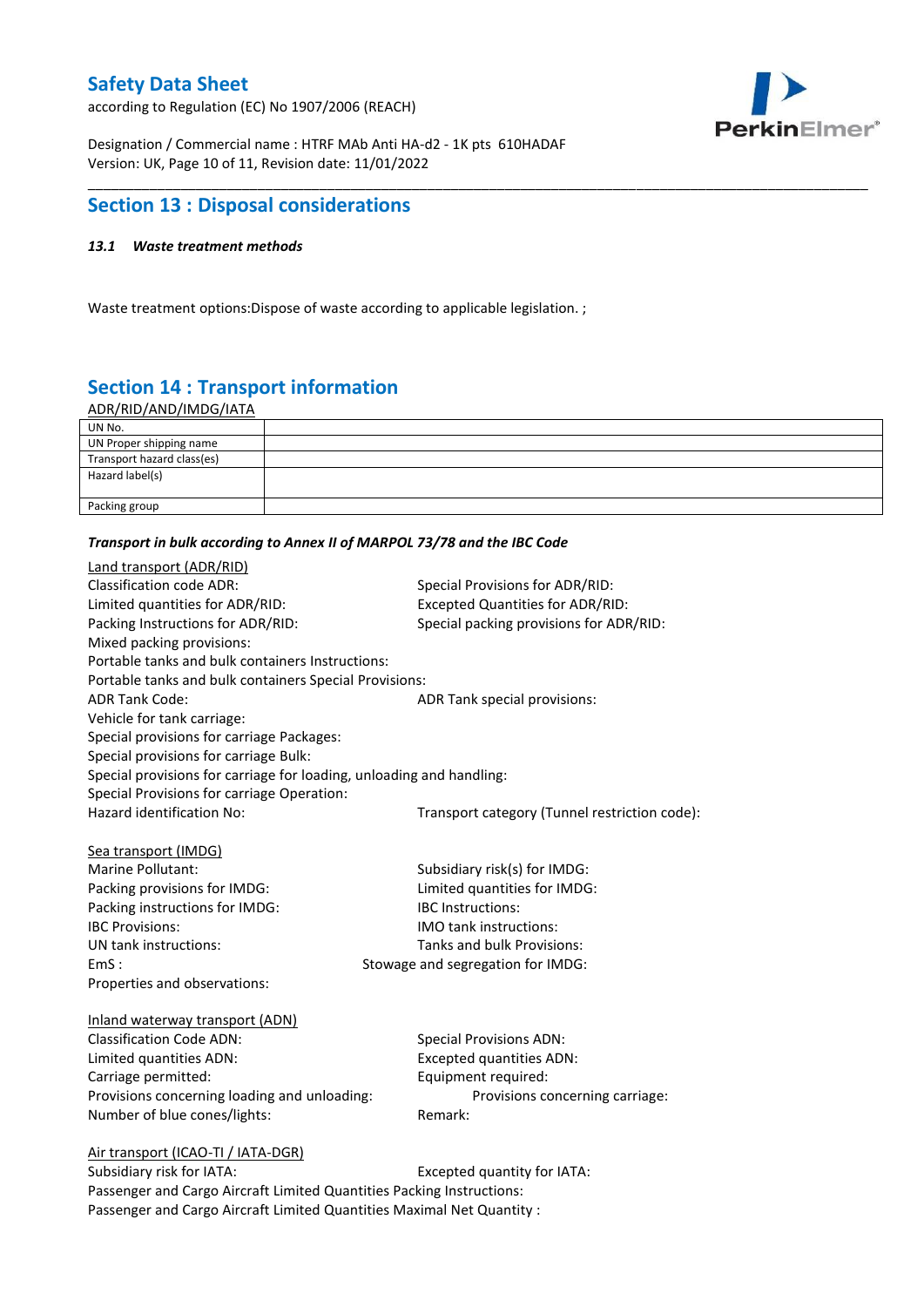## Section 13 : Disposal considerations

***13.1 Waste treatment methods***

Waste treatment options:Dispose of waste according to applicable legislation. ;

## Section 14 : Transport information

ADR/RID/AND/IMDG/IATA

| UN No. | |
|---|---|
| UN Proper shipping name | |
| Transport hazard class(es) | |
| Hazard label(s) | |
| Packing group | |

***Transport in bulk according to Annex II of MARPOL 73/78 and the IBC Code***

Land transport (ADR/RID)

Classification code ADR:
Special Provisions for ADR/RID:
Limited quantities for ADR/RID:
Excepted Quantities for ADR/RID:
Packing Instructions for ADR/RID:
Special packing provisions for ADR/RID:
Mixed packing provisions:
Portable tanks and bulk containers Instructions:
Portable tanks and bulk containers Special Provisions:
ADR Tank Code:
ADR Tank special provisions:
Vehicle for tank carriage:
Special provisions for carriage Packages:
Special provisions for carriage Bulk:
Special provisions for carriage for loading, unloading and handling:
Special Provisions for carriage Operation:
Hazard identification No:
Transport category (Tunnel restriction code):

Sea transport (IMDG)

Marine Pollutant:
Subsidiary risk(s) for IMDG:
Packing provisions for IMDG:
Limited quantities for IMDG:
Packing instructions for IMDG:
IBC Instructions:
IBC Provisions:
IMO tank instructions:
UN tank instructions:
Tanks and bulk Provisions:
EmS :
Stowage and segregation for IMDG:
Properties and observations:

Inland waterway transport (ADN)

Classification Code ADN:
Special Provisions ADN:
Limited quantities ADN:
Excepted quantities ADN:
Carriage permitted:
Equipment required:
Provisions concerning loading and unloading:
Provisions concerning carriage:
Number of blue cones/lights:
Remark:

Air transport (ICAO-TI / IATA-DGR)

Subsidiary risk for IATA:
Excepted quantity for IATA:
Passenger and Cargo Aircraft Limited Quantities Packing Instructions:
Passenger and Cargo Aircraft Limited Quantities Maximal Net Quantity :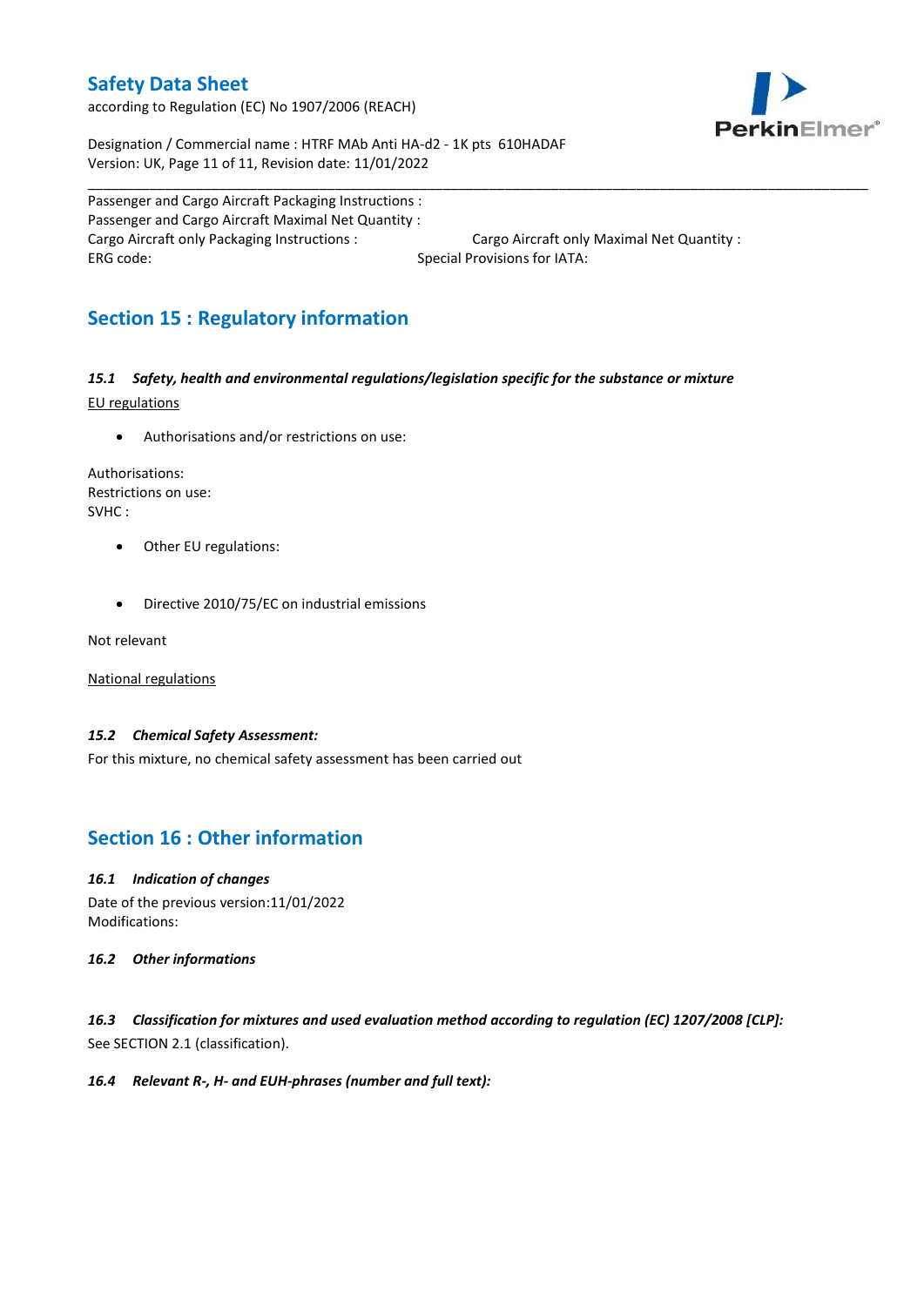Passenger and Cargo Aircraft Packaging Instructions :
Passenger and Cargo Aircraft Maximal Net Quantity :
Cargo Aircraft only Packaging Instructions : Cargo Aircraft only Maximal Net Quantity :
ERG code: Special Provisions for IATA:

## Section 15 : Regulatory information

### *15.1 Safety, health and environmental regulations/legislation specific for the substance or mixture*

EU regulations

- Authorisations and/or restrictions on use:

Authorisations:
Restrictions on use:
SVHC :

- Other EU regulations:

- Directive 2010/75/EC on industrial emissions

Not relevant

National regulations

### *15.2 Chemical Safety Assessment:*

For this mixture, no chemical safety assessment has been carried out

## Section 16 : Other information

### *16.1 Indication of changes*

Date of the previous version:11/01/2022
Modifications:

### *16.2 Other informations*

### *16.3 Classification for mixtures and used evaluation method according to regulation (EC) 1207/2008 [CLP]:*

See SECTION 2.1 (classification).

### *16.4 Relevant R-, H- and EUH-phrases (number and full text):*